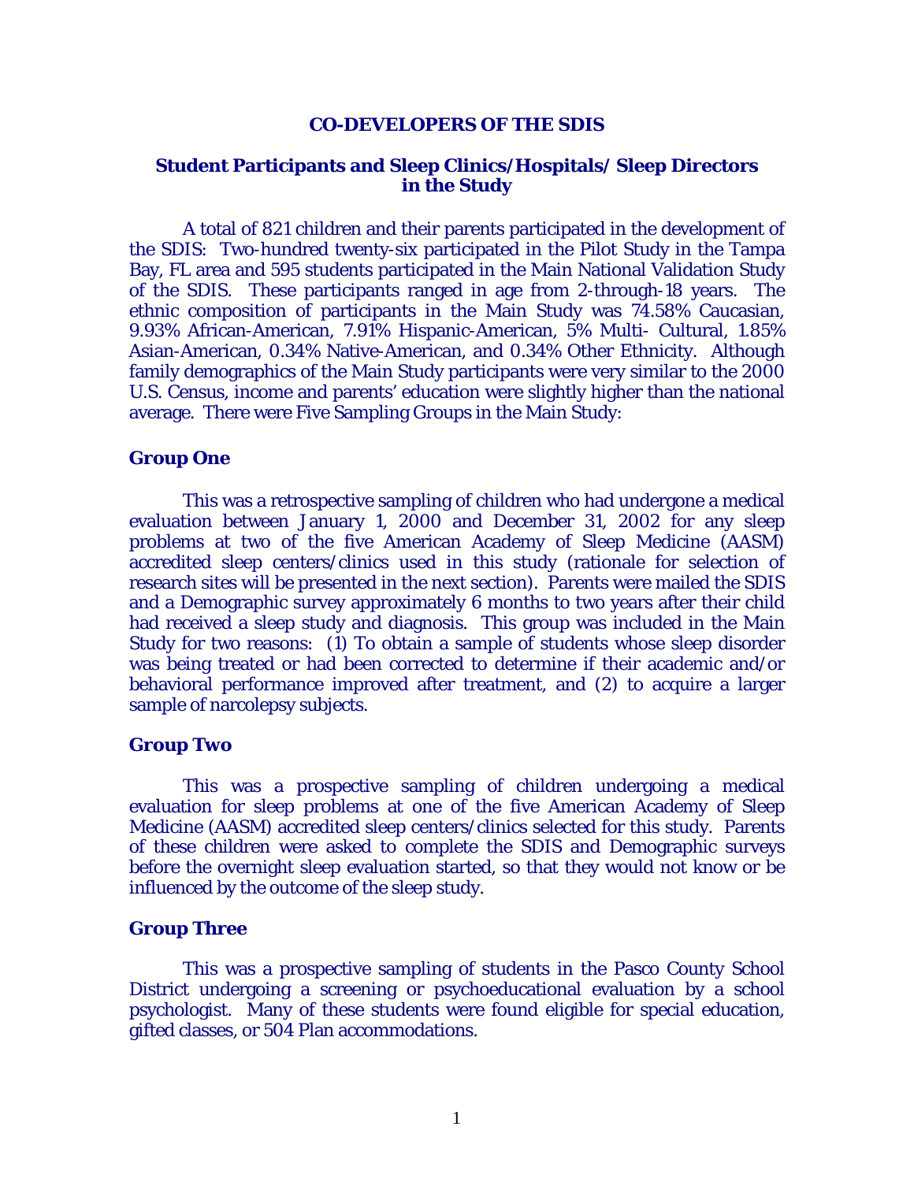# CO-DEVELOPERS OF THE SDIS

## Student Participants and Sleep Clinics/Hospitals/ Sleep Directors in the Study

A total of 821 children and their parents participated in the development of the SDIS: Two-hundred twenty-six participated in the Pilot Study in the Tampa Bay, FL area and 595 students participated in the Main National Validation Study of the SDIS. These participants ranged in age from 2-through-18 years. The ethnic composition of participants in the Main Study was 74.58% Caucasian, 9.93% African-American, 7.91% Hispanic-American, 5% Multi- Cultural, 1.85% Asian-American, 0.34% Native-American, and 0.34% Other Ethnicity. Although family demographics of the Main Study participants were very similar to the 2000 U.S. Census, income and parents' education were slightly higher than the national average. There were Five Sampling Groups in the Main Study:

### Group One

This was a retrospective sampling of children who had undergone a medical evaluation between January 1, 2000 and December 31, 2002 for any sleep problems at two of the five American Academy of Sleep Medicine (AASM) accredited sleep centers/clinics used in this study (rationale for selection of research sites will be presented in the next section). Parents were mailed the SDIS and a Demographic survey approximately 6 months to two years after their child had received a sleep study and diagnosis. This group was included in the Main Study for two reasons: (1) To obtain a sample of students whose sleep disorder was being treated or had been corrected to determine if their academic and/or behavioral performance improved after treatment, and (2) to acquire a larger sample of narcolepsy subjects.

### Group Two

This was a prospective sampling of children undergoing a medical evaluation for sleep problems at one of the five American Academy of Sleep Medicine (AASM) accredited sleep centers/clinics selected for this study. Parents of these children were asked to complete the SDIS and Demographic surveys before the overnight sleep evaluation started, so that they would not know or be influenced by the outcome of the sleep study.

### Group Three

This was a prospective sampling of students in the Pasco County School District undergoing a screening or psychoeducational evaluation by a school psychologist. Many of these students were found eligible for special education, gifted classes, or 504 Plan accommodations.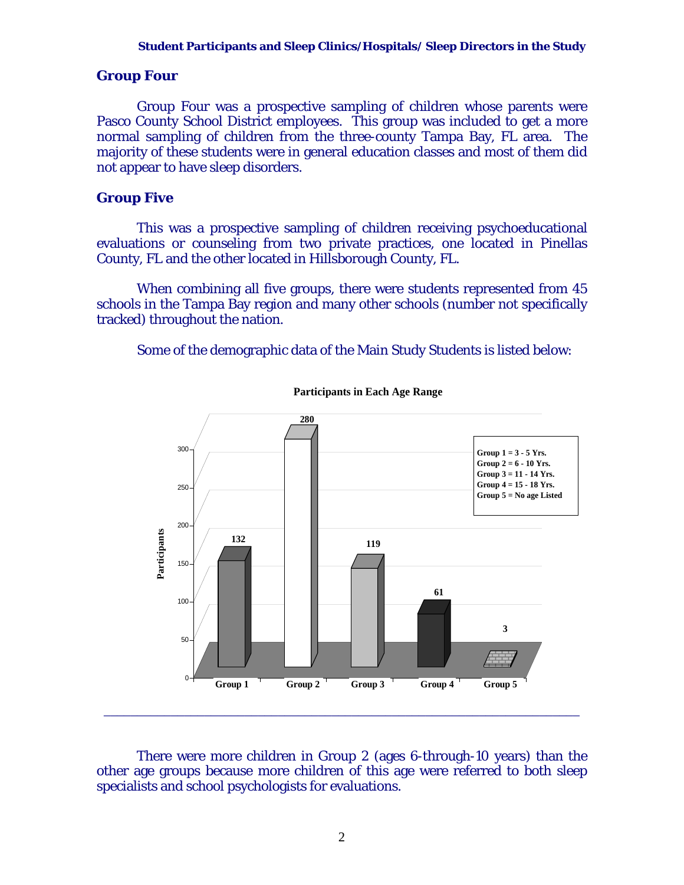## Group Four

Group Four was a prospective sampling of children whose parents were Pasco County School District employees. This group was included to get a more normal sampling of children from the three-county Tampa Bay, FL area. The majority of these students were in general education classes and most of them did not appear to have sleep disorders.

## Group Five

This was a prospective sampling of children receiving psychoeducational evaluations or counseling from two private practices, one located in Pinellas County, FL and the other located in Hillsborough County, FL.

When combining all five groups, there were students represented from 45 schools in the Tampa Bay region and many other schools (number not specifically tracked) throughout the nation.

Some of the demographic data of the Main Study Students is listed below:

**Participants in Each Age Range**

| Group | Age Range | Participants |
|---|---|---|
| Group 1 | 3 - 5 Yrs. | 132 |
| Group 2 | 6 - 10 Yrs. | 280 |
| Group 3 | 11 - 14 Yrs. | 119 |
| Group 4 | 15 - 18 Yrs. | 61 |
| Group 5 | No age Listed | 3 |

---

There were more children in Group 2 (ages 6-through-10 years) than the other age groups because more children of this age were referred to both sleep specialists and school psychologists for evaluations.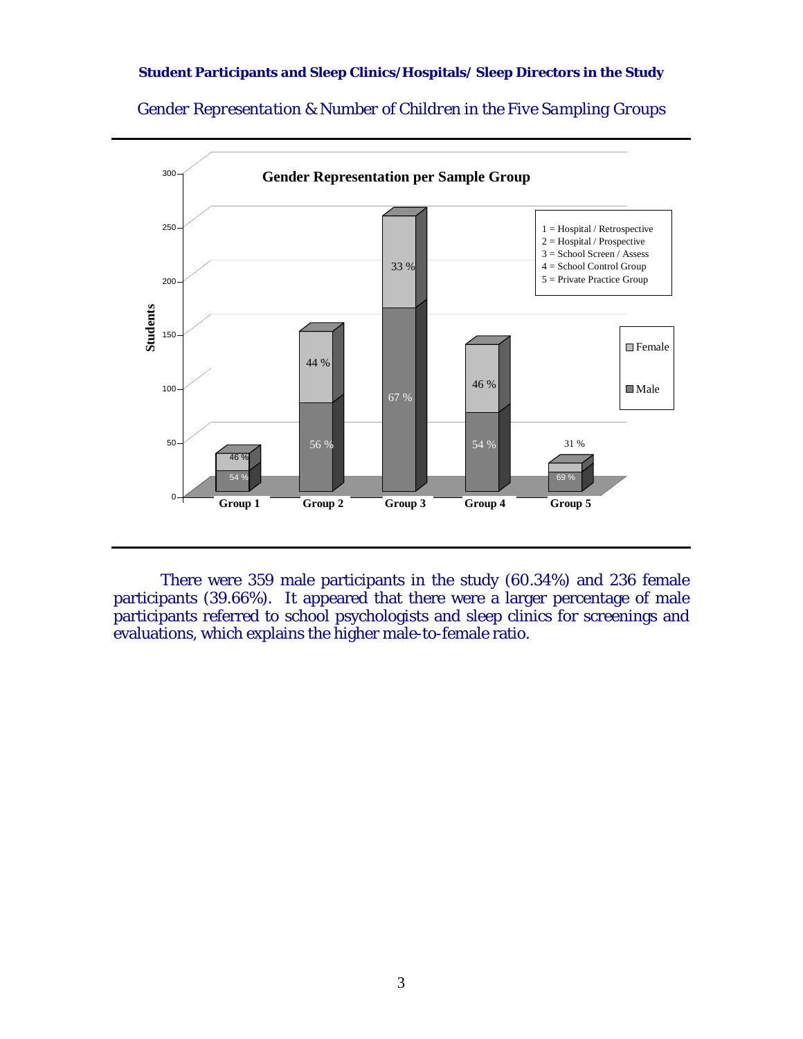**Student Participants and Sleep Clinics/Hospitals/ Sleep Directors in the Study**

*Gender Representation & Number of Children in the Five Sampling Groups*

**Gender Representation per Sample Group**

1 = Hospital / Retrospective
2 = Hospital / Prospective
3 = School Screen / Assess
4 = School Control Group
5 = Private Practice Group

| Group | Male | Female |
|---|---|---|
| Group 1 | 54 % | 46 % |
| Group 2 | 56 % | 44 % |
| Group 3 | 67 % | 33 % |
| Group 4 | 54 % | 46 % |
| Group 5 | 69 % | 31 % |

There were 359 male participants in the study (60.34%) and 236 female participants (39.66%). It appeared that there were a larger percentage of male participants referred to school psychologists and sleep clinics for screenings and evaluations, which explains the higher male-to-female ratio.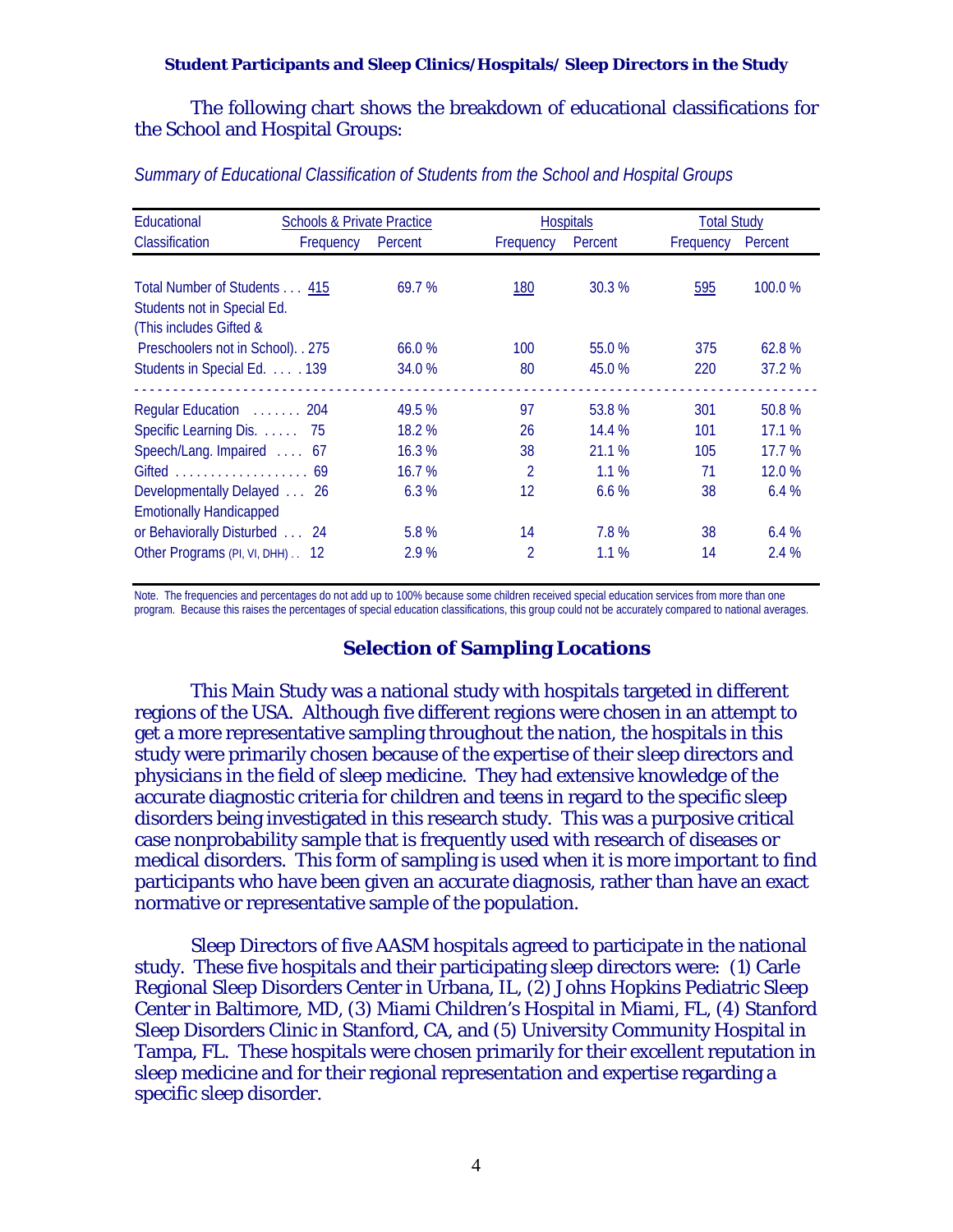**Student Participants and Sleep Clinics/Hospitals/ Sleep Directors in the Study**

The following chart shows the breakdown of educational classifications for the School and Hospital Groups:

*Summary of Educational Classification of Students from the School and Hospital Groups*

| Educational Classification | Schools & Private Practice Frequency | Schools & Private Practice Percent | Hospitals Frequency | Hospitals Percent | Total Study Frequency | Total Study Percent |
|---|---|---|---|---|---|---|
| Total Number of Students | 415 | 69.7 % | 180 | 30.3 % | 595 | 100.0 % |
| Students not in Special Ed. (This includes Gifted & Preschoolers not in School) | 275 | 66.0 % | 100 | 55.0 % | 375 | 62.8 % |
| Students in Special Ed. | 139 | 34.0 % | 80 | 45.0 % | 220 | 37.2 % |
| Regular Education | 204 | 49.5 % | 97 | 53.8 % | 301 | 50.8 % |
| Specific Learning Dis. | 75 | 18.2 % | 26 | 14.4 % | 101 | 17.1 % |
| Speech/Lang. Impaired | 67 | 16.3 % | 38 | 21.1 % | 105 | 17.7 % |
| Gifted | 69 | 16.7 % | 2 | 1.1 % | 71 | 12.0 % |
| Developmentally Delayed | 26 | 6.3 % | 12 | 6.6 % | 38 | 6.4 % |
| Emotionally Handicapped or Behaviorally Disturbed | 24 | 5.8 % | 14 | 7.8 % | 38 | 6.4 % |
| Other Programs (PI, VI, DHH) | 12 | 2.9 % | 2 | 1.1 % | 14 | 2.4 % |

Note. The frequencies and percentages do not add up to 100% because some children received special education services from more than one program. Because this raises the percentages of special education classifications, this group could not be accurately compared to national averages.

## Selection of Sampling Locations

This Main Study was a national study with hospitals targeted in different regions of the USA. Although five different regions were chosen in an attempt to get a more representative sampling throughout the nation, the hospitals in this study were primarily chosen because of the expertise of their sleep directors and physicians in the field of sleep medicine. They had extensive knowledge of the accurate diagnostic criteria for children and teens in regard to the specific sleep disorders being investigated in this research study. This was a purposive critical case nonprobability sample that is frequently used with research of diseases or medical disorders. This form of sampling is used when it is more important to find participants who have been given an accurate diagnosis, rather than have an exact normative or representative sample of the population.

Sleep Directors of five AASM hospitals agreed to participate in the national study. These five hospitals and their participating sleep directors were: (1) Carle Regional Sleep Disorders Center in Urbana, IL, (2) Johns Hopkins Pediatric Sleep Center in Baltimore, MD, (3) Miami Children's Hospital in Miami, FL, (4) Stanford Sleep Disorders Clinic in Stanford, CA, and (5) University Community Hospital in Tampa, FL. These hospitals were chosen primarily for their excellent reputation in sleep medicine and for their regional representation and expertise regarding a specific sleep disorder.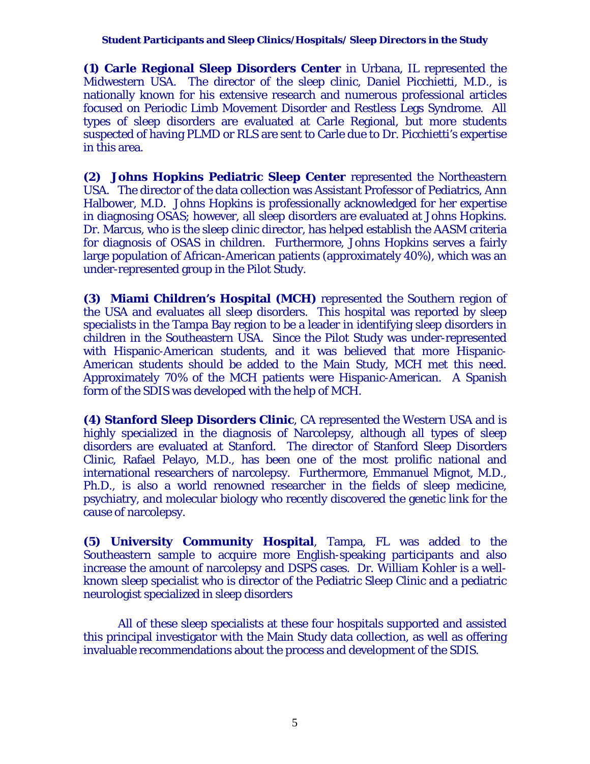**Student Participants and Sleep Clinics/Hospitals/ Sleep Directors in the Study**

**(1) Carle Regional Sleep Disorders Center** in Urbana, IL represented the Midwestern USA. The director of the sleep clinic, Daniel Picchietti, M.D., is nationally known for his extensive research and numerous professional articles focused on Periodic Limb Movement Disorder and Restless Legs Syndrome. All types of sleep disorders are evaluated at Carle Regional, but more students suspected of having PLMD or RLS are sent to Carle due to Dr. Picchietti's expertise in this area.

**(2) Johns Hopkins Pediatric Sleep Center** represented the Northeastern USA. The director of the data collection was Assistant Professor of Pediatrics, Ann Halbower, M.D. Johns Hopkins is professionally acknowledged for her expertise in diagnosing OSAS; however, all sleep disorders are evaluated at Johns Hopkins. Dr. Marcus, who is the sleep clinic director, has helped establish the AASM criteria for diagnosis of OSAS in children. Furthermore, Johns Hopkins serves a fairly large population of African-American patients (approximately 40%), which was an under-represented group in the Pilot Study.

**(3) Miami Children's Hospital (MCH)** represented the Southern region of the USA and evaluates all sleep disorders. This hospital was reported by sleep specialists in the Tampa Bay region to be a leader in identifying sleep disorders in children in the Southeastern USA. Since the Pilot Study was under-represented with Hispanic-American students, and it was believed that more Hispanic-American students should be added to the Main Study, MCH met this need. Approximately 70% of the MCH patients were Hispanic-American. A Spanish form of the SDIS was developed with the help of MCH.

**(4) Stanford Sleep Disorders Clinic**, CA represented the Western USA and is highly specialized in the diagnosis of Narcolepsy, although all types of sleep disorders are evaluated at Stanford. The director of Stanford Sleep Disorders Clinic, Rafael Pelayo, M.D., has been one of the most prolific national and international researchers of narcolepsy. Furthermore, Emmanuel Mignot, M.D., Ph.D., is also a world renowned researcher in the fields of sleep medicine, psychiatry, and molecular biology who recently discovered the genetic link for the cause of narcolepsy.

**(5) University Community Hospital**, Tampa, FL was added to the Southeastern sample to acquire more English-speaking participants and also increase the amount of narcolepsy and DSPS cases. Dr. William Kohler is a well-known sleep specialist who is director of the Pediatric Sleep Clinic and a pediatric neurologist specialized in sleep disorders

All of these sleep specialists at these four hospitals supported and assisted this principal investigator with the Main Study data collection, as well as offering invaluable recommendations about the process and development of the SDIS.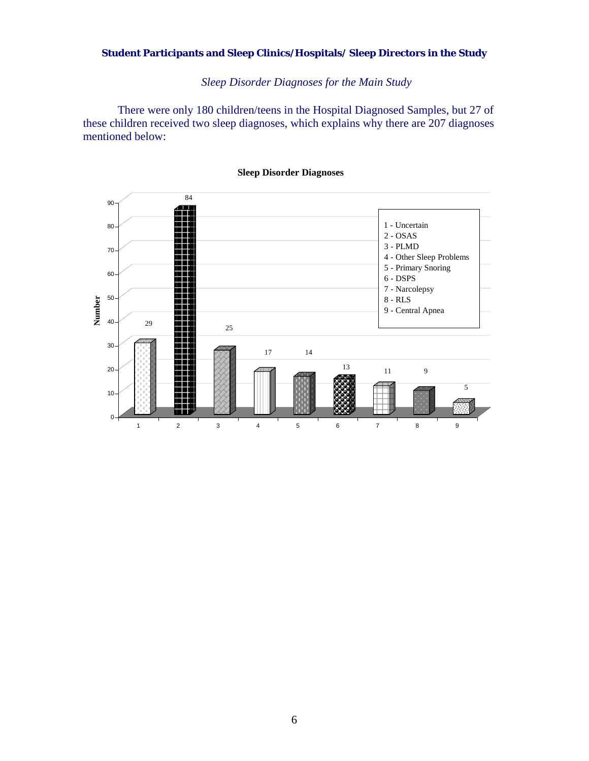**Student Participants and Sleep Clinics/Hospitals/ Sleep Directors in the Study**

*Sleep Disorder Diagnoses for the Main Study*

There were only 180 children/teens in the Hospital Diagnosed Samples, but 27 of these children received two sleep diagnoses, which explains why there are 207 diagnoses mentioned below:

**Sleep Disorder Diagnoses**

Number

0
10
20
30
40
50
60
70
80
90

29
84
25
17
14
13
11
9
5

1 2 3 4 5 6 7 8 9

1 - Uncertain
2 - OSAS
3 - PLMD
4 - Other Sleep Problems
5 - Primary Snoring
6 - DSPS
7 - Narcolepsy
8 - RLS
9 - Central Apnea